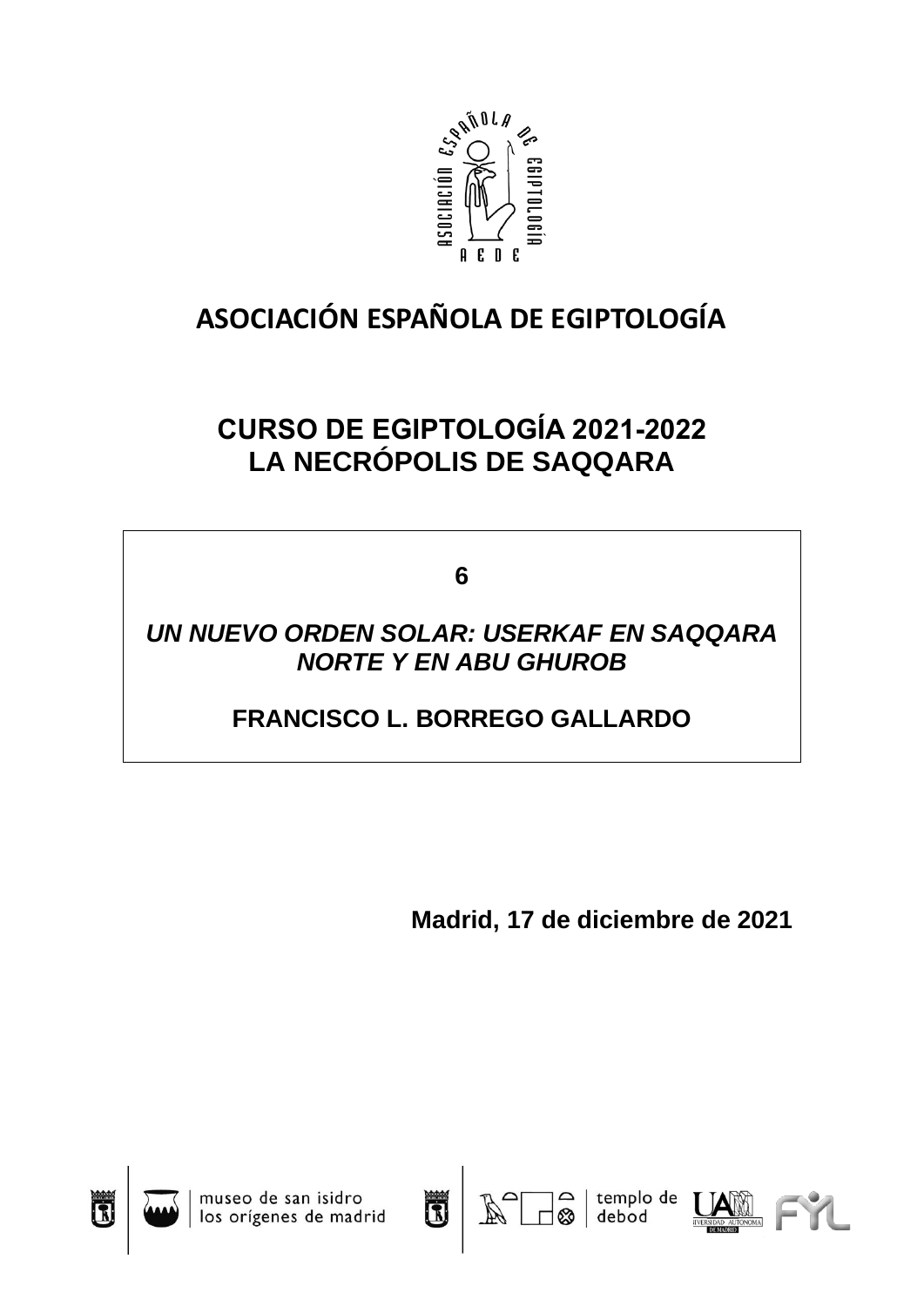# ASOCIACIÓN ESPAÑOLA DE EGIPTOLOGÍA

## CURSO DE EGIPTOLOGÍA 2021-2022
## LA NECRÓPOLIS DE SAQQARA

**6**

***UN NUEVO ORDEN SOLAR: USERKAF EN SAQQARA NORTE Y EN ABU GHUROB***

**FRANCISCO L. BORREGO GALLARDO**

**Madrid, 17 de diciembre de 2021**

museo de san isidro los orígenes de madrid

templo de debod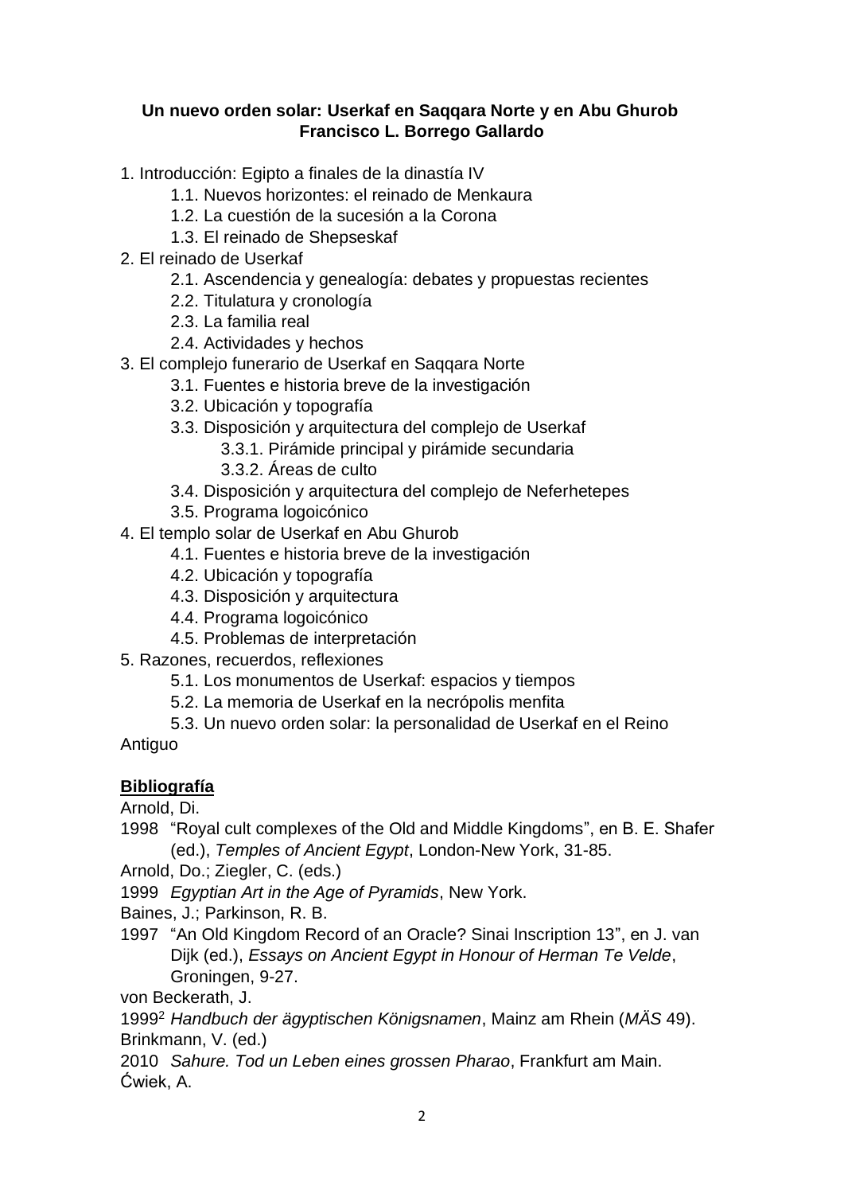**Un nuevo orden solar: Userkaf en Saqqara Norte y en Abu Ghurob**
**Francisco L. Borrego Gallardo**

1. Introducción: Egipto a finales de la dinastía IV
    - 1.1. Nuevos horizontes: el reinado de Menkaura
    - 1.2. La cuestión de la sucesión a la Corona
    - 1.3. El reinado de Shepseskaf
2. El reinado de Userkaf
    - 2.1. Ascendencia y genealogía: debates y propuestas recientes
    - 2.2. Titulatura y cronología
    - 2.3. La familia real
    - 2.4. Actividades y hechos
3. El complejo funerario de Userkaf en Saqqara Norte
    - 3.1. Fuentes e historia breve de la investigación
    - 3.2. Ubicación y topografía
    - 3.3. Disposición y arquitectura del complejo de Userkaf
        - 3.3.1. Pirámide principal y pirámide secundaria
        - 3.3.2. Áreas de culto
    - 3.4. Disposición y arquitectura del complejo de Neferhetepes
    - 3.5. Programa logoicónico
4. El templo solar de Userkaf en Abu Ghurob
    - 4.1. Fuentes e historia breve de la investigación
    - 4.2. Ubicación y topografía
    - 4.3. Disposición y arquitectura
    - 4.4. Programa logoicónico
    - 4.5. Problemas de interpretación
5. Razones, recuerdos, reflexiones
    - 5.1. Los monumentos de Userkaf: espacios y tiempos
    - 5.2. La memoria de Userkaf en la necrópolis menfita
    - 5.3. Un nuevo orden solar: la personalidad de Userkaf en el Reino Antiguo

**Bibliografía**

Arnold, Di.

1998 "Royal cult complexes of the Old and Middle Kingdoms", en B. E. Shafer (ed.), *Temples of Ancient Egypt*, London-New York, 31-85.

Arnold, Do.; Ziegler, C. (eds.)

1999 *Egyptian Art in the Age of Pyramids*, New York.

Baines, J.; Parkinson, R. B.

1997 "An Old Kingdom Record of an Oracle? Sinai Inscription 13", en J. van Dijk (ed.), *Essays on Ancient Egypt in Honour of Herman Te Velde*, Groningen, 9-27.

von Beckerath, J.

1999[2] *Handbuch der ägyptischen Königsnamen*, Mainz am Rhein (*MÄS* 49).

Brinkmann, V. (ed.)

2010 *Sahure. Tod un Leben eines grossen Pharao*, Frankfurt am Main.

Ćwiek, A.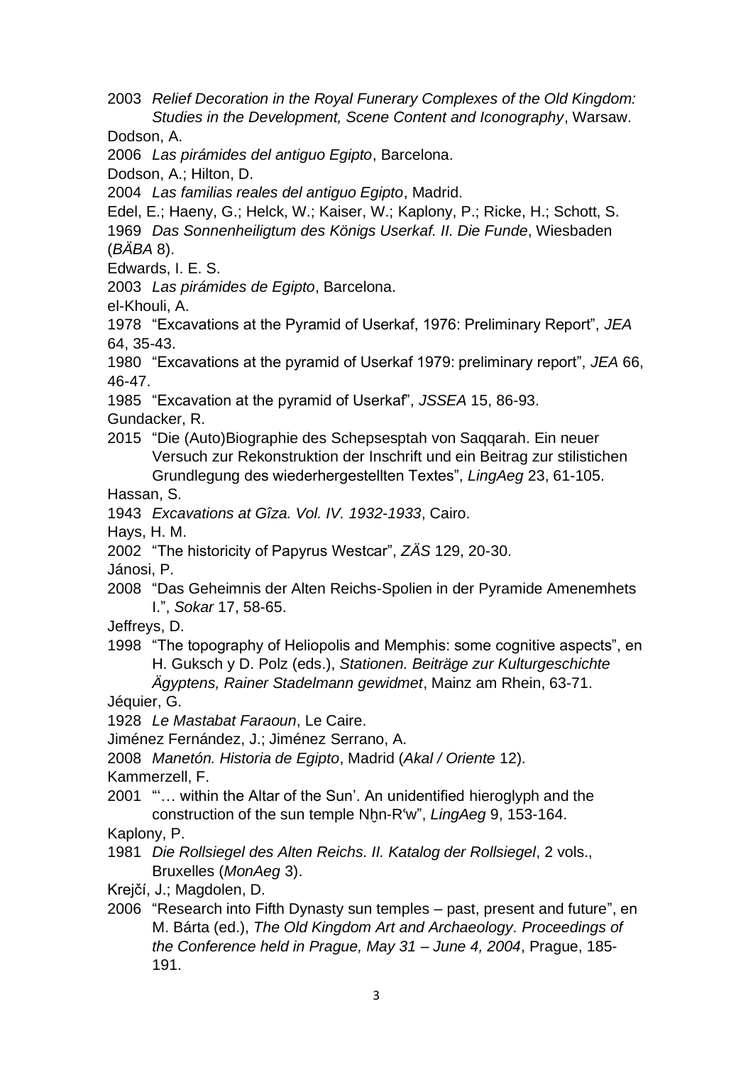2003 *Relief Decoration in the Royal Funerary Complexes of the Old Kingdom: Studies in the Development, Scene Content and Iconography*, Warsaw.

Dodson, A.

2006 *Las pirámides del antiguo Egipto*, Barcelona.

Dodson, A.; Hilton, D.

2004 *Las familias reales del antiguo Egipto*, Madrid.

Edel, E.; Haeny, G.; Helck, W.; Kaiser, W.; Kaplony, P.; Ricke, H.; Schott, S.

1969 *Das Sonnenheiligtum des Königs Userkaf. II. Die Funde*, Wiesbaden (*BÄBA* 8).

Edwards, I. E. S.

2003 *Las pirámides de Egipto*, Barcelona.

el-Khouli, A.

1978 "Excavations at the Pyramid of Userkaf, 1976: Preliminary Report", *JEA* 64, 35-43.

1980 "Excavations at the pyramid of Userkaf 1979: preliminary report", *JEA* 66, 46-47.

1985 "Excavation at the pyramid of Userkaf", *JSSEA* 15, 86-93.

Gundacker, R.

2015 "Die (Auto)Biographie des Schepsesptah von Saqqarah. Ein neuer Versuch zur Rekonstruktion der Inschrift und ein Beitrag zur stilistichen Grundlegung des wiederhergestellten Textes", *LingAeg* 23, 61-105.

Hassan, S.

1943 *Excavations at Gîza. Vol. IV. 1932-1933*, Cairo.

Hays, H. M.

2002 "The historicity of Papyrus Westcar", *ZÄS* 129, 20-30.

Jánosi, P.

2008 "Das Geheimnis der Alten Reichs-Spolien in der Pyramide Amenemhets I.", *Sokar* 17, 58-65.

Jeffreys, D.

1998 "The topography of Heliopolis and Memphis: some cognitive aspects", en H. Guksch y D. Polz (eds.), *Stationen. Beiträge zur Kulturgeschichte Ägyptens, Rainer Stadelmann gewidmet*, Mainz am Rhein, 63-71.

Jéquier, G.

1928 *Le Mastabat Faraoun*, Le Caire.

Jiménez Fernández, J.; Jiménez Serrano, A.

2008 *Manetón. Historia de Egipto*, Madrid (*Akal / Oriente* 12).

Kammerzell, F.

2001 "'… within the Altar of the Sun'. An unidentified hieroglyph and the construction of the sun temple Nḫn-Rʿw", *LingAeg* 9, 153-164.

Kaplony, P.

1981 *Die Rollsiegel des Alten Reichs. II. Katalog der Rollsiegel*, 2 vols., Bruxelles (*MonAeg* 3).

Krejčí, J.; Magdolen, D.

2006 "Research into Fifth Dynasty sun temples – past, present and future", en M. Bárta (ed.), *The Old Kingdom Art and Archaeology. Proceedings of the Conference held in Prague, May 31 – June 4, 2004*, Prague, 185-191.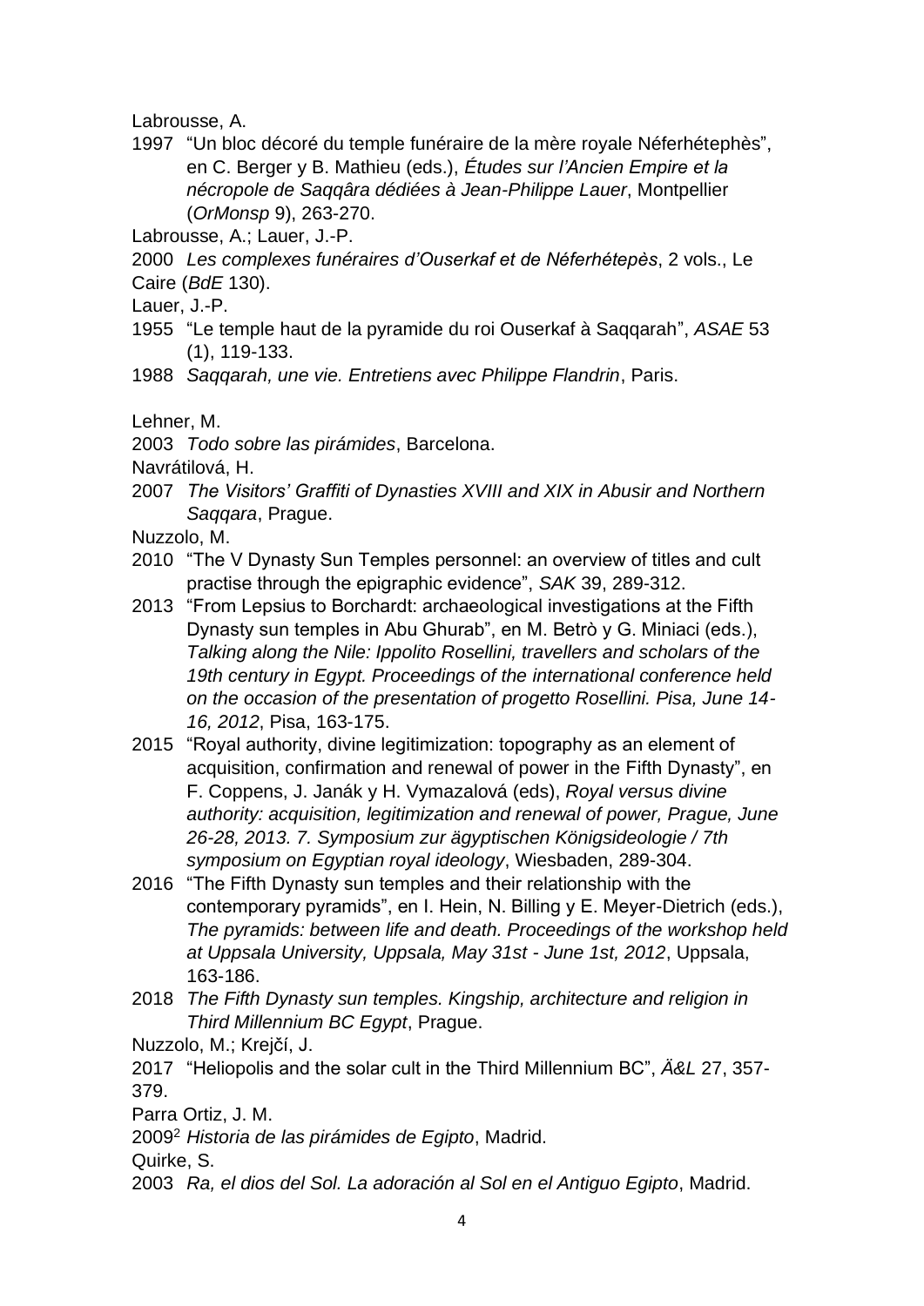Labrousse, A.

1997 "Un bloc décoré du temple funéraire de la mère royale Néferhétephès", en C. Berger y B. Mathieu (eds.), *Études sur l'Ancien Empire et la nécropole de Saqqâra dédiées à Jean-Philippe Lauer*, Montpellier (*OrMonsp* 9), 263-270.

Labrousse, A.; Lauer, J.-P.

2000 *Les complexes funéraires d'Ouserkaf et de Néferhétepès*, 2 vols., Le Caire (*BdE* 130).

Lauer, J.-P.

1955 "Le temple haut de la pyramide du roi Ouserkaf à Saqqarah", *ASAE* 53 (1), 119-133.

1988 *Saqqarah, une vie. Entretiens avec Philippe Flandrin*, Paris.

Lehner, M.

2003 *Todo sobre las pirámides*, Barcelona.

Navrátilová, H.

2007 *The Visitors' Graffiti of Dynasties XVIII and XIX in Abusir and Northern Saqqara*, Prague.

Nuzzolo, M.

2010 "The V Dynasty Sun Temples personnel: an overview of titles and cult practise through the epigraphic evidence", *SAK* 39, 289-312.

2013 "From Lepsius to Borchardt: archaeological investigations at the Fifth Dynasty sun temples in Abu Ghurab", en M. Betrò y G. Miniaci (eds.), *Talking along the Nile: Ippolito Rosellini, travellers and scholars of the 19th century in Egypt. Proceedings of the international conference held on the occasion of the presentation of progetto Rosellini. Pisa, June 14-16, 2012*, Pisa, 163-175.

2015 "Royal authority, divine legitimization: topography as an element of acquisition, confirmation and renewal of power in the Fifth Dynasty", en F. Coppens, J. Janák y H. Vymazalová (eds), *Royal versus divine authority: acquisition, legitimization and renewal of power, Prague, June 26-28, 2013. 7. Symposium zur ägyptischen Königsideologie / 7th symposium on Egyptian royal ideology*, Wiesbaden, 289-304.

2016 "The Fifth Dynasty sun temples and their relationship with the contemporary pyramids", en I. Hein, N. Billing y E. Meyer-Dietrich (eds.), *The pyramids: between life and death. Proceedings of the workshop held at Uppsala University, Uppsala, May 31st - June 1st, 2012*, Uppsala, 163-186.

2018 *The Fifth Dynasty sun temples. Kingship, architecture and religion in Third Millennium BC Egypt*, Prague.

Nuzzolo, M.; Krejčí, J.

2017 "Heliopolis and the solar cult in the Third Millennium BC", *Ä&L* 27, 357-379.

Parra Ortiz, J. M.

2009[2] *Historia de las pirámides de Egipto*, Madrid.

Quirke, S.

2003 *Ra, el dios del Sol. La adoración al Sol en el Antiguo Egipto*, Madrid.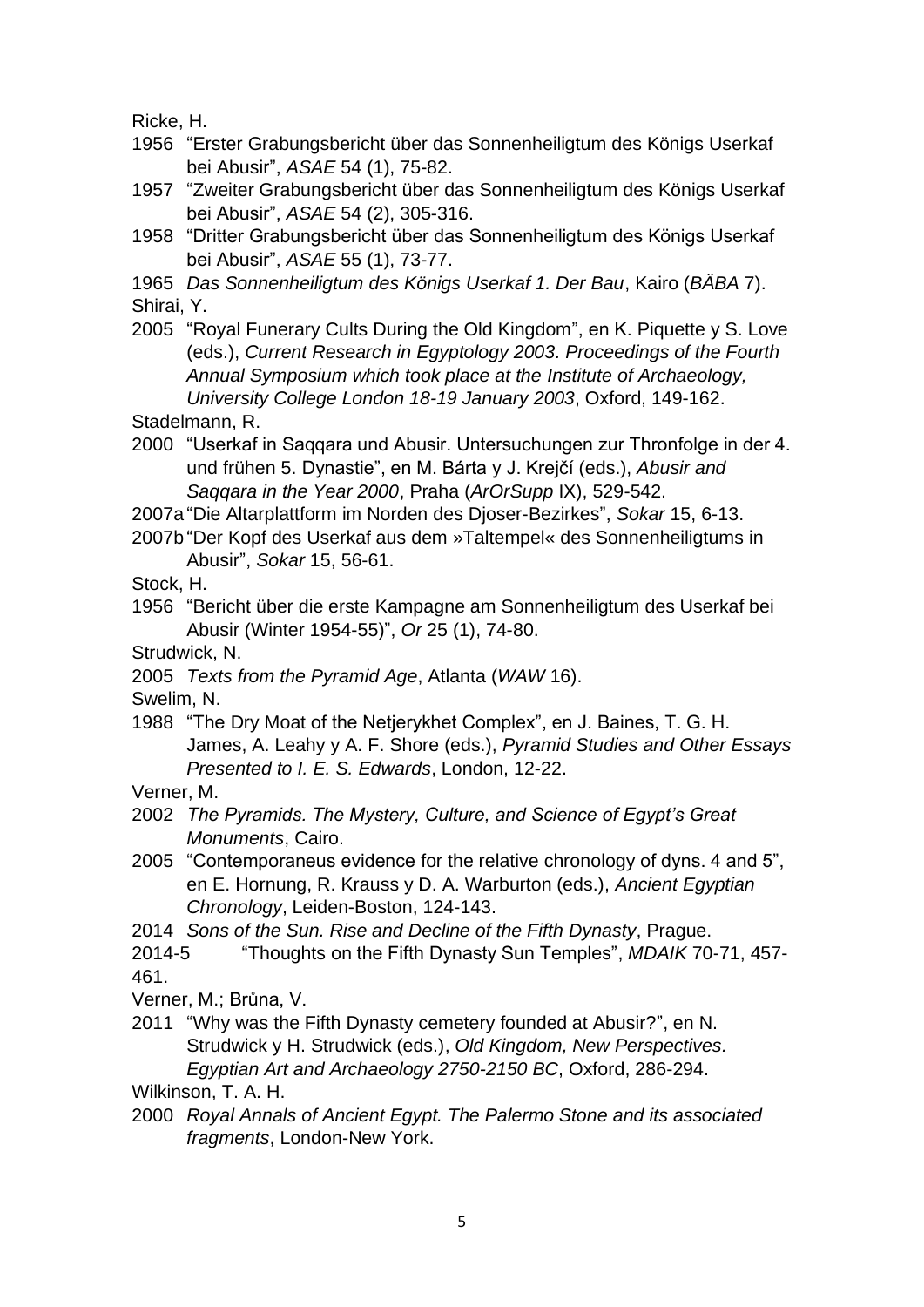Ricke, H.

1956 "Erster Grabungsbericht über das Sonnenheiligtum des Königs Userkaf bei Abusir", *ASAE* 54 (1), 75-82.

1957 "Zweiter Grabungsbericht über das Sonnenheiligtum des Königs Userkaf bei Abusir", *ASAE* 54 (2), 305-316.

1958 "Dritter Grabungsbericht über das Sonnenheiligtum des Königs Userkaf bei Abusir", *ASAE* 55 (1), 73-77.

1965 *Das Sonnenheiligtum des Königs Userkaf 1. Der Bau*, Kairo (*BÄBA* 7).

Shirai, Y.

2005 "Royal Funerary Cults During the Old Kingdom", en K. Piquette y S. Love (eds.), *Current Research in Egyptology 2003. Proceedings of the Fourth Annual Symposium which took place at the Institute of Archaeology, University College London 18-19 January 2003*, Oxford, 149-162.

Stadelmann, R.

2000 "Userkaf in Saqqara und Abusir. Untersuchungen zur Thronfolge in der 4. und frühen 5. Dynastie", en M. Bárta y J. Krejčí (eds.), *Abusir and Saqqara in the Year 2000*, Praha (*ArOrSupp* IX), 529-542.

2007a "Die Altarplattform im Norden des Djoser-Bezirkes", *Sokar* 15, 6-13.

2007b "Der Kopf des Userkaf aus dem »Taltempel« des Sonnenheiligtums in Abusir", *Sokar* 15, 56-61.

Stock, H.

1956 "Bericht über die erste Kampagne am Sonnenheiligtum des Userkaf bei Abusir (Winter 1954-55)", *Or* 25 (1), 74-80.

Strudwick, N.

2005 *Texts from the Pyramid Age*, Atlanta (*WAW* 16).

Swelim, N.

1988 "The Dry Moat of the Netjerykhet Complex", en J. Baines, T. G. H. James, A. Leahy y A. F. Shore (eds.), *Pyramid Studies and Other Essays Presented to I. E. S. Edwards*, London, 12-22.

Verner, M.

2002 *The Pyramids. The Mystery, Culture, and Science of Egypt's Great Monuments*, Cairo.

2005 "Contemporaneus evidence for the relative chronology of dyns. 4 and 5", en E. Hornung, R. Krauss y D. A. Warburton (eds.), *Ancient Egyptian Chronology*, Leiden-Boston, 124-143.

2014 *Sons of the Sun. Rise and Decline of the Fifth Dynasty*, Prague.

2014-5 "Thoughts on the Fifth Dynasty Sun Temples", *MDAIK* 70-71, 457-461.

Verner, M.; Brůna, V.

2011 "Why was the Fifth Dynasty cemetery founded at Abusir?", en N. Strudwick y H. Strudwick (eds.), *Old Kingdom, New Perspectives. Egyptian Art and Archaeology 2750-2150 BC*, Oxford, 286-294.

Wilkinson, T. A. H.

2000 *Royal Annals of Ancient Egypt. The Palermo Stone and its associated fragments*, London-New York.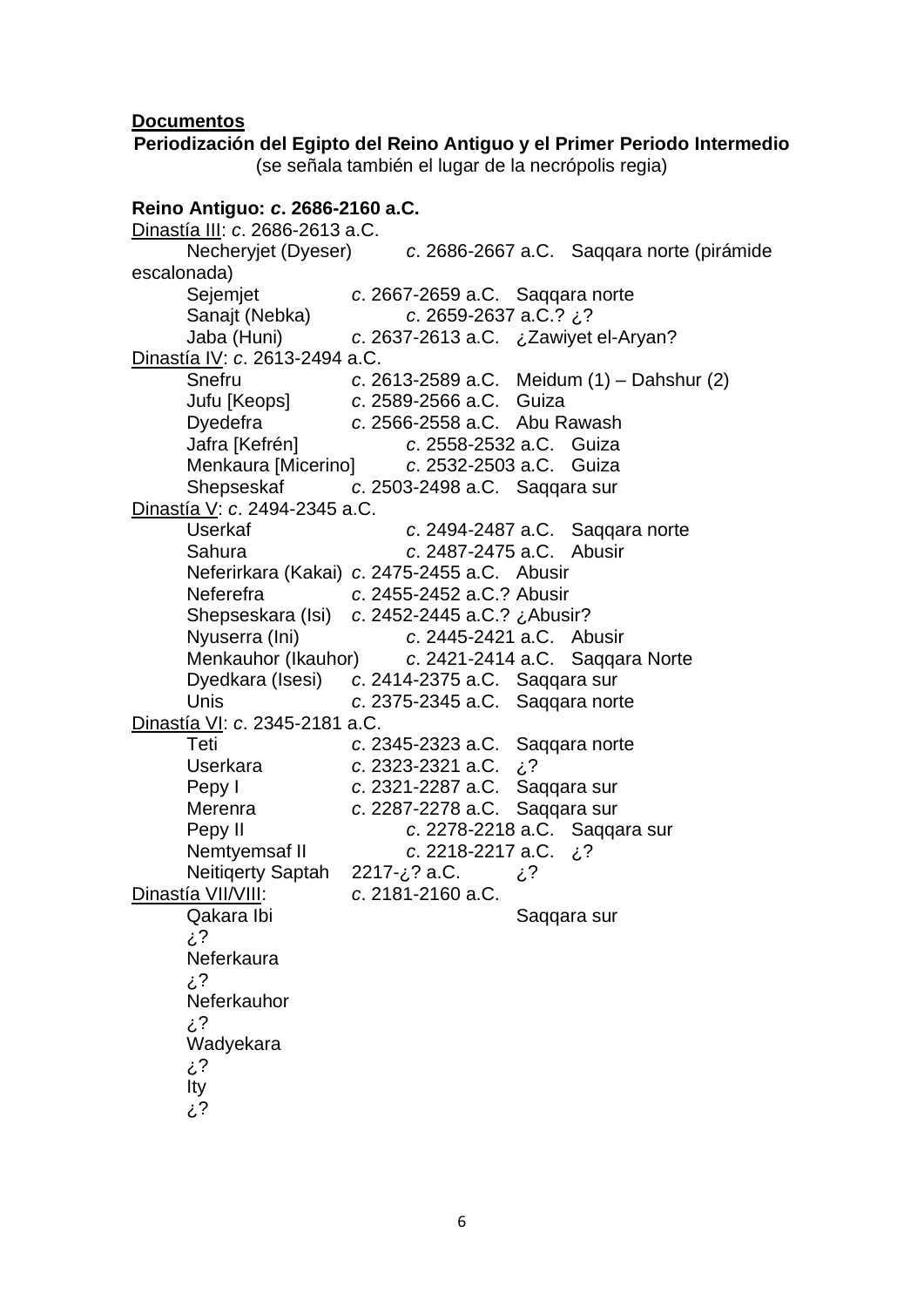**<u>Documentos</u>**

**Periodización del Egipto del Reino Antiguo y el Primer Periodo Intermedio**

(se señala también el lugar de la necrópolis regia)

**Reino Antiguo: *c*. 2686-2160 a.C.**

<u>Dinastía III</u>: *c*. 2686-2613 a.C.

| | | |
|---|---|---|
| Necheryjet (Dyeser) | *c*. 2686-2667 a.C. | Saqqara norte (pirámide escalonada) |
| Sejemjet | *c*. 2667-2659 a.C. | Saqqara norte |
| Sanajt (Nebka) | *c*. 2659-2637 a.C.? | ¿? |
| Jaba (Huni) | *c*. 2637-2613 a.C. | ¿Zawiyet el-Aryan? |

<u>Dinastía IV</u>: *c*. 2613-2494 a.C.

| | | |
|---|---|---|
| Snefru | *c*. 2613-2589 a.C. | Meidum (1) – Dahshur (2) |
| Jufu [Keops] | *c*. 2589-2566 a.C. | Guiza |
| Dyedefra | *c*. 2566-2558 a.C. | Abu Rawash |
| Jafra [Kefrén] | *c*. 2558-2532 a.C. | Guiza |
| Menkaura [Micerino] | *c*. 2532-2503 a.C. | Guiza |
| Shepseskaf | *c*. 2503-2498 a.C. | Saqqara sur |

<u>Dinastía V</u>: *c*. 2494-2345 a.C.

| | | |
|---|---|---|
| Userkaf | *c*. 2494-2487 a.C. | Saqqara norte |
| Sahura | *c*. 2487-2475 a.C. | Abusir |
| Neferirkara (Kakai) | *c*. 2475-2455 a.C. | Abusir |
| Neferefra | *c*. 2455-2452 a.C.? | Abusir |
| Shepseskara (Isi) | *c*. 2452-2445 a.C.? | ¿Abusir? |
| Nyuserra (Ini) | *c*. 2445-2421 a.C. | Abusir |
| Menkauhor (Ikauhor) | *c*. 2421-2414 a.C. | Saqqara Norte |
| Dyedkara (Isesi) | *c*. 2414-2375 a.C. | Saqqara sur |
| Unis | *c*. 2375-2345 a.C. | Saqqara norte |

<u>Dinastía VI</u>: *c*. 2345-2181 a.C.

| | | |
|---|---|---|
| Teti | *c*. 2345-2323 a.C. | Saqqara norte |
| Userkara | *c*. 2323-2321 a.C. | ¿? |
| Pepy I | *c*. 2321-2287 a.C. | Saqqara sur |
| Merenra | *c*. 2287-2278 a.C. | Saqqara sur |
| Pepy II | *c*. 2278-2218 a.C. | Saqqara sur |
| Nemtyemsaf II | *c*. 2218-2217 a.C. | ¿? |
| Neitiqerty Saptah | 2217-¿? a.C. | ¿? |

<u>Dinastía VII/VIII</u>: *c*. 2181-2160 a.C.

| | | |
|---|---|---|
| Qakara Ibi | | Saqqara sur |
| ¿? | | |
| Neferkaura | | |
| ¿? | | |
| Neferkauhor | | |
| ¿? | | |
| Wadyekara | | |
| ¿? | | |
| Ity | | |
| ¿? | | |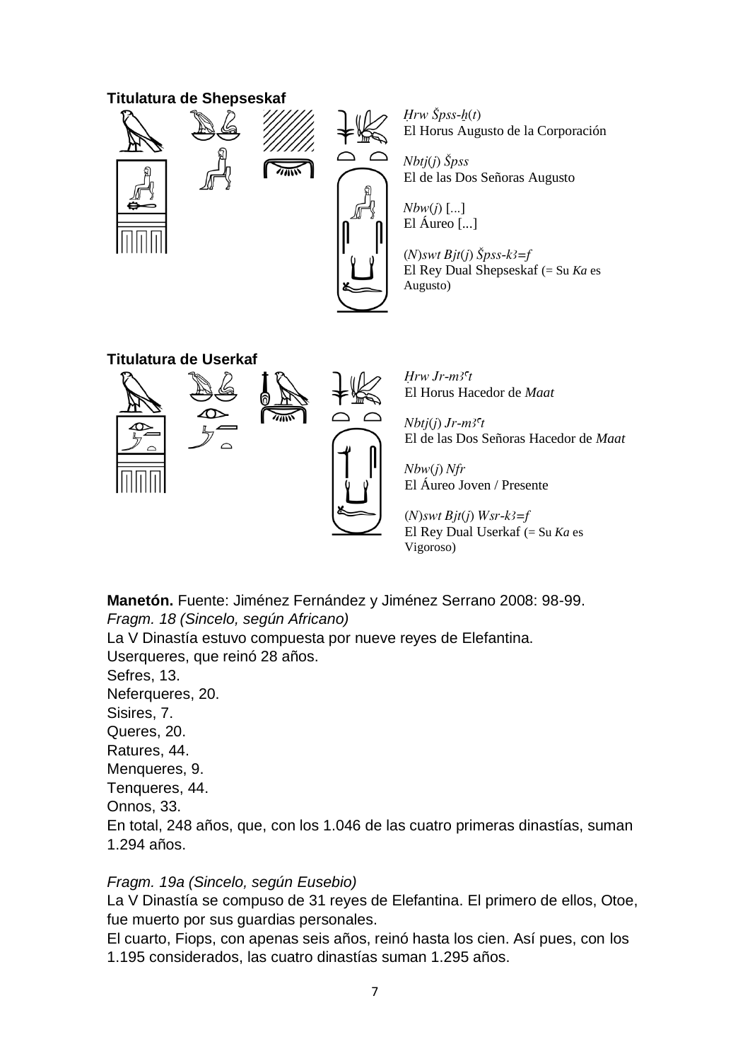**Titulatura de Shepseskaf**

*Ḥrw Špss-ẖ(t)*
El Horus Augusto de la Corporación

*Nbtj(j) Špss*
El de las Dos Señoras Augusto

*Nbw(j)* [...]
El Áureo [...]

*(N)swt Bjt(j) Špss-kꜣ=f*
El Rey Dual Shepseskaf (= Su *Ka* es Augusto)

**Titulatura de Userkaf**

*Ḥrw Jr-mꜣꜥt*
El Horus Hacedor de *Maat*

*Nbtj(j) Jr-mꜣꜥt*
El de las Dos Señoras Hacedor de *Maat*

*Nbw(j) Nfr*
El Áureo Joven / Presente

*(N)swt Bjt(j) Wsr-kꜣ=f*
El Rey Dual Userkaf (= Su *Ka* es Vigoroso)

**Manetón.** Fuente: Jiménez Fernández y Jiménez Serrano 2008: 98-99.
*Fragm. 18 (Sincelo, según Africano)*
La V Dinastía estuvo compuesta por nueve reyes de Elefantina.
Userqueres, que reinó 28 años.
Sefres, 13.
Neferqueres, 20.
Sisires, 7.
Queres, 20.
Ratures, 44.
Menqueres, 9.
Tenqueres, 44.
Onnos, 33.
En total, 248 años, que, con los 1.046 de las cuatro primeras dinastías, suman 1.294 años.

*Fragm. 19a (Sincelo, según Eusebio)*
La V Dinastía se compuso de 31 reyes de Elefantina. El primero de ellos, Otoe, fue muerto por sus guardias personales.
El cuarto, Fiops, con apenas seis años, reinó hasta los cien. Así pues, con los 1.195 considerados, las cuatro dinastías suman 1.295 años.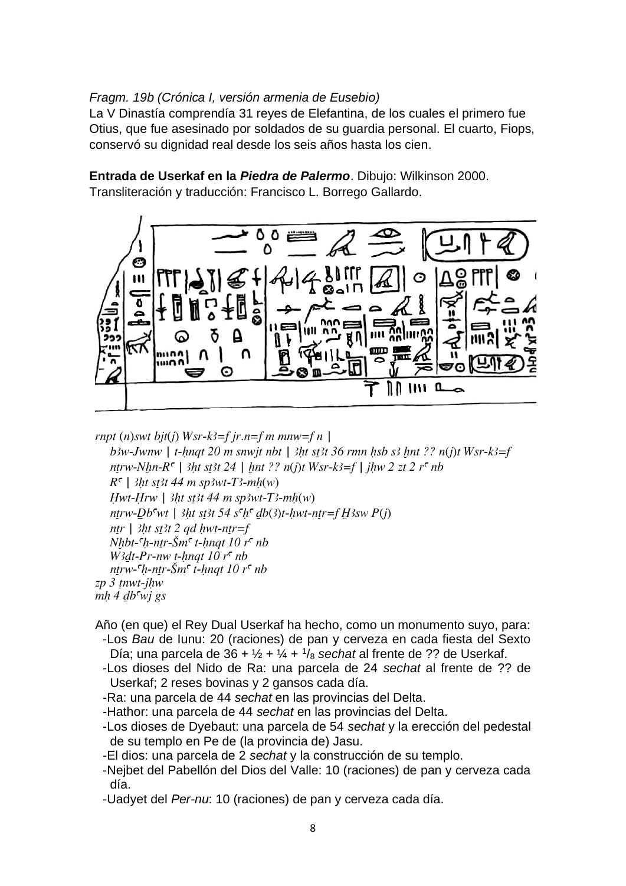*Fragm. 19b (Crónica I, versión armenia de Eusebio)*

La V Dinastía comprendía 31 reyes de Elefantina, de los cuales el primero fue Otius, que fue asesinado por soldados de su guardia personal. El cuarto, Fiops, conservó su dignidad real desde los seis años hasta los cien.

**Entrada de Userkaf en la *Piedra de Palermo***. Dibujo: Wilkinson 2000. Transliteración y traducción: Francisco L. Borrego Gallardo.

*rnpt (n)swt bjt(j) Wsr-kꜣ=f jr.n=f m mnw=f n |*
*bꜣw-Jwnw | t-ḥnqt 20 m snwjt nbt | ꜣḥt stꜣt 36 rmn ḥsb sꜣ ẖnt ?? n(j)t Wsr-kꜣ=f*
*nṯrw-Nḫn-Rꜥ | ꜣḥt stꜣt 24 | ẖnt ?? n(j)t Wsr-kꜣ=f | jḥw 2 zt 2 rꜥ nb*
*Rꜥ | ꜣḥt stꜣt 44 m spꜣwt-Tꜣ-mḥ(w)*
*Ḥwt-Ḥrw | ꜣḥt stꜣt 44 m spꜣwt-Tꜣ-mḥ(w)*
*nṯrw-Ḏbꜥwt | ꜣḥt stꜣt 54 sꜥḥꜥ ḏb(ꜣ)t-ḥwt-nṯr=f Ḫꜣsw P(j)*
*nṯr | ꜣḥt stꜣt 2 qd ḥwt-nṯr=f*
*Nḫbt-ꜥḥ-nṯr-Šmꜥ t-ḥnqt 10 rꜥ nb*
*Wꜣḏt-Pr-nw t-ḥnqt 10 rꜥ nb*
*nṯrw-ꜥḥ-nṯr-Šmꜥ t-ḥnqt 10 rꜥ nb*
*zp 3 ṯnwt-jḥw*
*mḥ 4 ḏbꜥwj gs*

Año (en que) el Rey Dual Userkaf ha hecho, como un monumento suyo, para:

- Los *Bau* de Iunu: 20 (raciones) de pan y cerveza en cada fiesta del Sexto Día; una parcela de 36 + ½ + ¼ + $^{1}/_{8}$ *sechat* al frente de ?? de Userkaf.
- Los dioses del Nido de Ra: una parcela de 24 *sechat* al frente de ?? de Userkaf; 2 reses bovinas y 2 gansos cada día.
- Ra: una parcela de 44 *sechat* en las provincias del Delta.
- Hathor: una parcela de 44 *sechat* en las provincias del Delta.
- Los dioses de Dyebaut: una parcela de 54 *sechat* y la erección del pedestal de su templo en Pe de (la provincia de) Jasu.
- El dios: una parcela de 2 *sechat* y la construcción de su templo.
- Nejbet del Pabellón del Dios del Valle: 10 (raciones) de pan y cerveza cada día.
- Uadyet del *Per-nu*: 10 (raciones) de pan y cerveza cada día.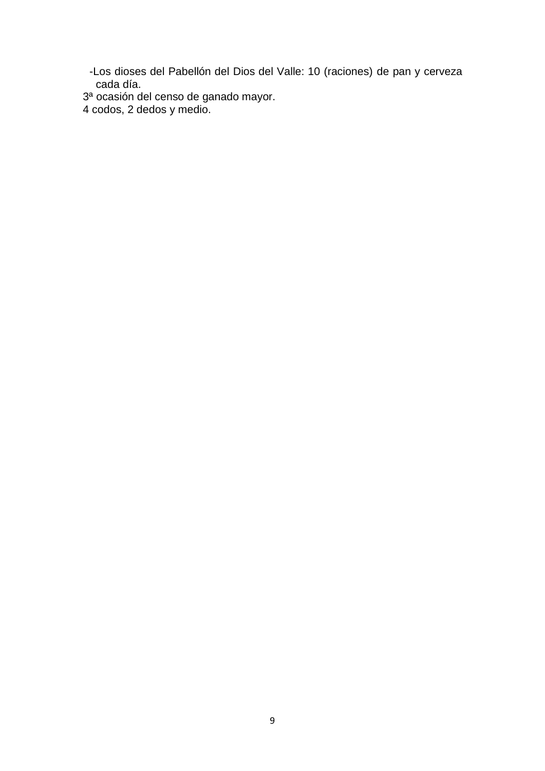- Los dioses del Pabellón del Dios del Valle: 10 (raciones) de pan y cerveza cada día.

3ª ocasión del censo de ganado mayor.

4 codos, 2 dedos y medio.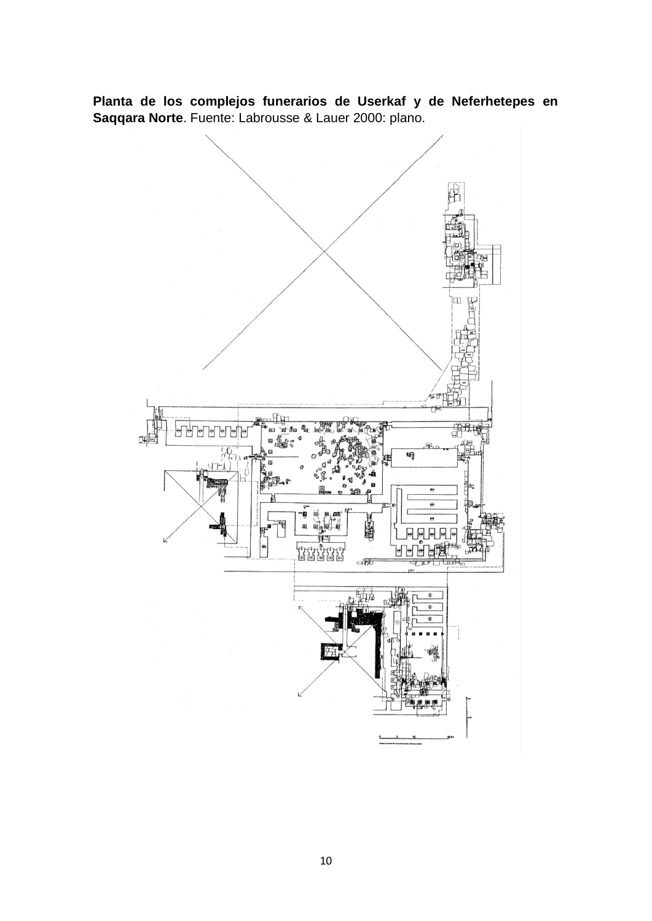**Planta de los complejos funerarios de Userkaf y de Neferhetepes en Saqqara Norte**. Fuente: Labrousse & Lauer 2000: plano.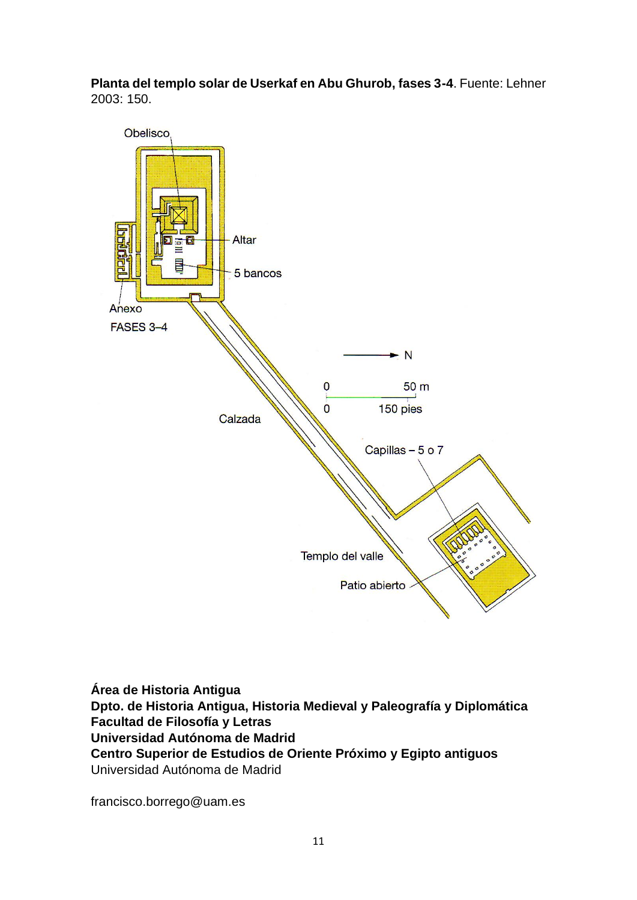**Planta del templo solar de Userkaf en Abu Ghurob, fases 3-4**. Fuente: Lehner 2003: 150.

Obelisco

Altar

5 bancos

Anexo

FASES 3–4

N

0 50 m

0 150 pies

Calzada

Capillas – 5 o 7

Templo del valle

Patio abierto

**Área de Historia Antigua**
**Dpto. de Historia Antigua, Historia Medieval y Paleografía y Diplomática**
**Facultad de Filosofía y Letras**
**Universidad Autónoma de Madrid**
**Centro Superior de Estudios de Oriente Próximo y Egipto antiguos**
Universidad Autónoma de Madrid

francisco.borrego@uam.es